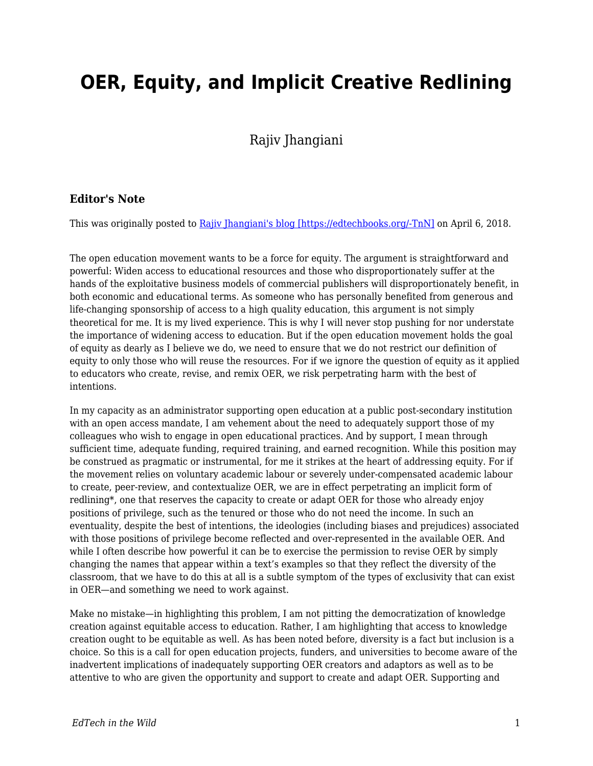# OER, Equity, and Implicit Creative Redlining

Rajiv Jhangiani

### Editor's Note

This was originally posted to [Rajiv Jhangiani's blog [https://edtechbooks.org/-TnN]](https://edtechbooks.org/-TnN) on April 6, 2018.

The open education movement wants to be a force for equity. The argument is straightforward and powerful: Widen access to educational resources and those who disproportionately suffer at the hands of the exploitative business models of commercial publishers will disproportionately benefit, in both economic and educational terms. As someone who has personally benefited from generous and life-changing sponsorship of access to a high quality education, this argument is not simply theoretical for me. It is my lived experience. This is why I will never stop pushing for nor understate the importance of widening access to education. But if the open education movement holds the goal of equity as dearly as I believe we do, we need to ensure that we do not restrict our definition of equity to only those who will reuse the resources. For if we ignore the question of equity as it applied to educators who create, revise, and remix OER, we risk perpetrating harm with the best of intentions.

In my capacity as an administrator supporting open education at a public post-secondary institution with an open access mandate, I am vehement about the need to adequately support those of my colleagues who wish to engage in open educational practices. And by support, I mean through sufficient time, adequate funding, required training, and earned recognition. While this position may be construed as pragmatic or instrumental, for me it strikes at the heart of addressing equity. For if the movement relies on voluntary academic labour or severely under-compensated academic labour to create, peer-review, and contextualize OER, we are in effect perpetrating an implicit form of redlining*, one that reserves the capacity to create or adapt OER for those who already enjoy positions of privilege, such as the tenured or those who do not need the income. In such an eventuality, despite the best of intentions, the ideologies (including biases and prejudices) associated with those positions of privilege become reflected and over-represented in the available OER. And while I often describe how powerful it can be to exercise the permission to revise OER by simply changing the names that appear within a text's examples so that they reflect the diversity of the classroom, that we have to do this at all is a subtle symptom of the types of exclusivity that can exist in OER—and something we need to work against.

Make no mistake—in highlighting this problem, I am not pitting the democratization of knowledge creation against equitable access to education. Rather, I am highlighting that access to knowledge creation ought to be equitable as well. As has been noted before, diversity is a fact but inclusion is a choice. So this is a call for open education projects, funders, and universities to become aware of the inadvertent implications of inadequately supporting OER creators and adaptors as well as to be attentive to who are given the opportunity and support to create and adapt OER. Supporting and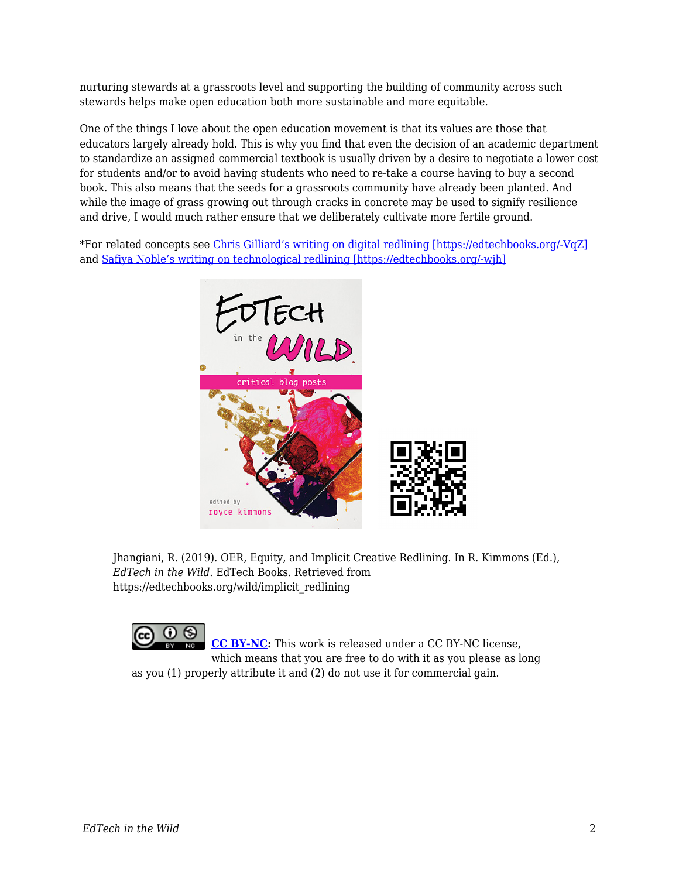nurturing stewards at a grassroots level and supporting the building of community across such stewards helps make open education both more sustainable and more equitable.

One of the things I love about the open education movement is that its values are those that educators largely already hold. This is why you find that even the decision of an academic department to standardize an assigned commercial textbook is usually driven by a desire to negotiate a lower cost for students and/or to avoid having students who need to re-take a course having to buy a second book. This also means that the seeds for a grassroots community have already been planted. And while the image of grass growing out through cracks in concrete may be used to signify resilience and drive, I would much rather ensure that we deliberately cultivate more fertile ground.

*For related concepts see [Chris Gilliard's writing on digital redlining [https://edtechbooks.org/-VqZ]](https://edtechbooks.org/-VqZ) and [Safiya Noble's writing on technological redlining [https://edtechbooks.org/-wjh]](https://edtechbooks.org/-wjh)

Jhangiani, R. (2019). OER, Equity, and Implicit Creative Redlining. In R. Kimmons (Ed.), *EdTech in the Wild*. EdTech Books. Retrieved from https://edtechbooks.org/wild/implicit_redlining

**CC BY-NC:** This work is released under a CC BY-NC license, which means that you are free to do with it as you please as long as you (1) properly attribute it and (2) do not use it for commercial gain.